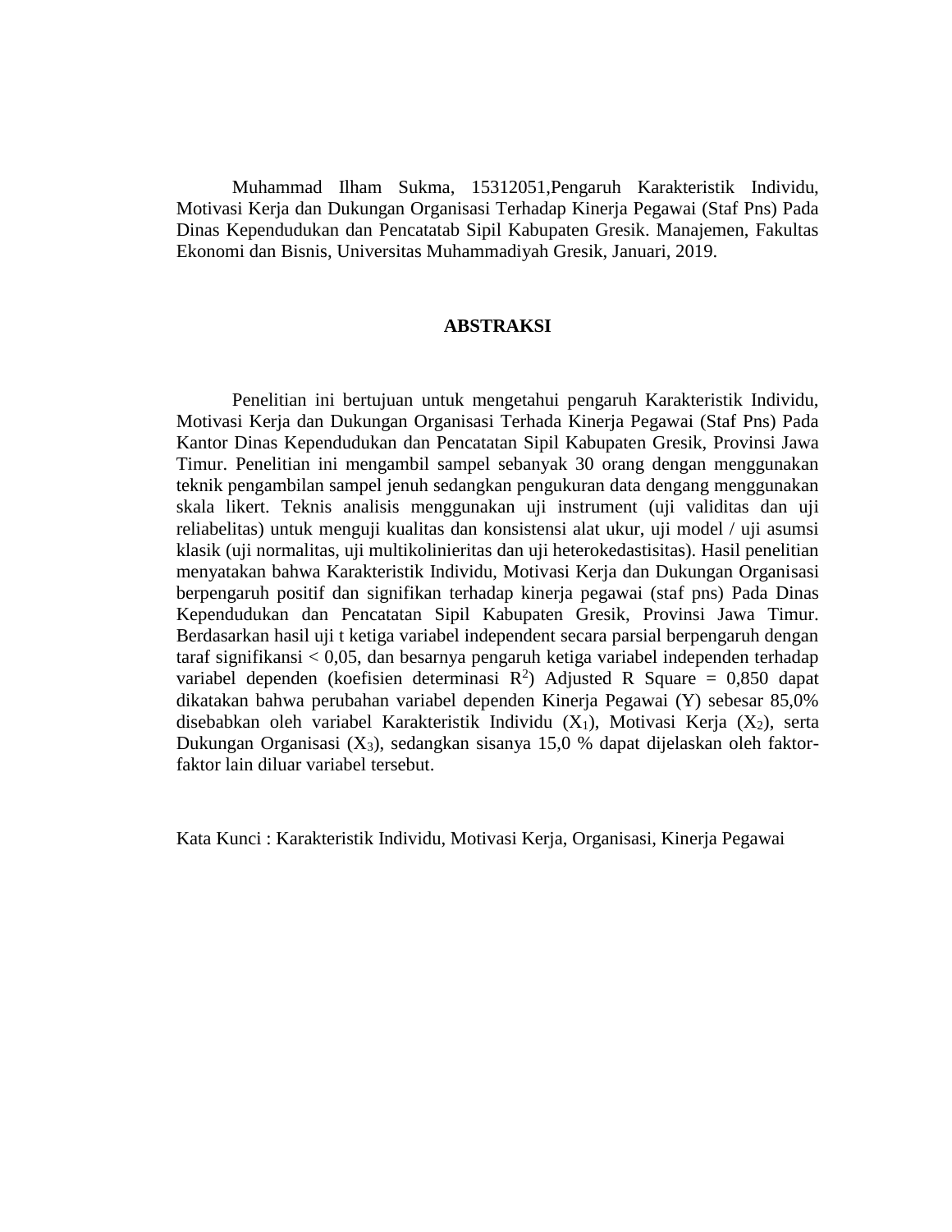Muhammad Ilham Sukma, 15312051,Pengaruh Karakteristik Individu, Motivasi Kerja dan Dukungan Organisasi Terhadap Kinerja Pegawai (Staf Pns) Pada Dinas Kependudukan dan Pencatatab Sipil Kabupaten Gresik. Manajemen, Fakultas Ekonomi dan Bisnis, Universitas Muhammadiyah Gresik, Januari, 2019.

## ABSTRAKSI

Penelitian ini bertujuan untuk mengetahui pengaruh Karakteristik Individu, Motivasi Kerja dan Dukungan Organisasi Terhada Kinerja Pegawai (Staf Pns) Pada Kantor Dinas Kependudukan dan Pencatatan Sipil Kabupaten Gresik, Provinsi Jawa Timur. Penelitian ini mengambil sampel sebanyak 30 orang dengan menggunakan teknik pengambilan sampel jenuh sedangkan pengukuran data dengang menggunakan skala likert. Teknis analisis menggunakan uji instrument (uji validitas dan uji reliabelitas) untuk menguji kualitas dan konsistensi alat ukur, uji model / uji asumsi klasik (uji normalitas, uji multikolinieritas dan uji heterokedastisitas). Hasil penelitian menyatakan bahwa Karakteristik Individu, Motivasi Kerja dan Dukungan Organisasi berpengaruh positif dan signifikan terhadap kinerja pegawai (staf pns) Pada Dinas Kependudukan dan Pencatatan Sipil Kabupaten Gresik, Provinsi Jawa Timur. Berdasarkan hasil uji t ketiga variabel independent secara parsial berpengaruh dengan taraf signifikansi < 0,05, dan besarnya pengaruh ketiga variabel independen terhadap variabel dependen (koefisien determinasi $R^2$) Adjusted R Square = 0,850 dapat dikatakan bahwa perubahan variabel dependen Kinerja Pegawai (Y) sebesar 85,0% disebabkan oleh variabel Karakteristik Individu ($X_1$), Motivasi Kerja ($X_2$), serta Dukungan Organisasi ($X_3$), sedangkan sisanya 15,0 % dapat dijelaskan oleh faktor-faktor lain diluar variabel tersebut.

Kata Kunci : Karakteristik Individu, Motivasi Kerja, Organisasi, Kinerja Pegawai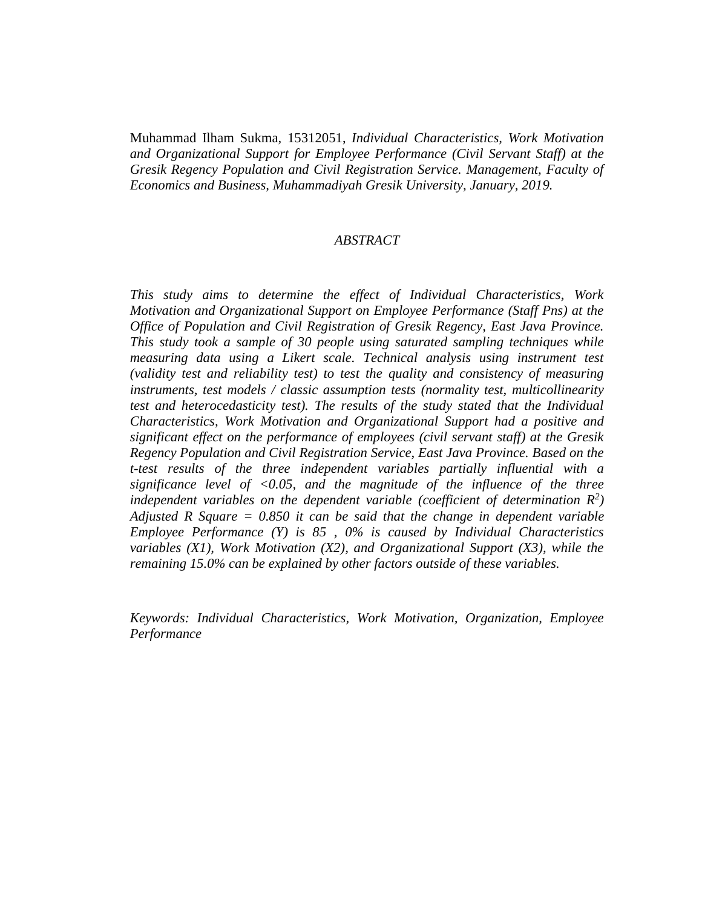Muhammad Ilham Sukma, 15312051, *Individual Characteristics, Work Motivation and Organizational Support for Employee Performance (Civil Servant Staff) at the Gresik Regency Population and Civil Registration Service. Management, Faculty of Economics and Business, Muhammadiyah Gresik University, January, 2019.*

## *ABSTRACT*

*This study aims to determine the effect of Individual Characteristics, Work Motivation and Organizational Support on Employee Performance (Staff Pns) at the Office of Population and Civil Registration of Gresik Regency, East Java Province. This study took a sample of 30 people using saturated sampling techniques while measuring data using a Likert scale. Technical analysis using instrument test (validity test and reliability test) to test the quality and consistency of measuring instruments, test models / classic assumption tests (normality test, multicollinearity test and heterocedasticity test). The results of the study stated that the Individual Characteristics, Work Motivation and Organizational Support had a positive and significant effect on the performance of employees (civil servant staff) at the Gresik Regency Population and Civil Registration Service, East Java Province. Based on the t-test results of the three independent variables partially influential with a significance level of <0.05, and the magnitude of the influence of the three independent variables on the dependent variable (coefficient of determination $R^2$) Adjusted R Square = 0.850 it can be said that the change in dependent variable Employee Performance (Y) is 85 , 0% is caused by Individual Characteristics variables (X1), Work Motivation (X2), and Organizational Support (X3), while the remaining 15.0% can be explained by other factors outside of these variables.*

*Keywords: Individual Characteristics, Work Motivation, Organization, Employee Performance*